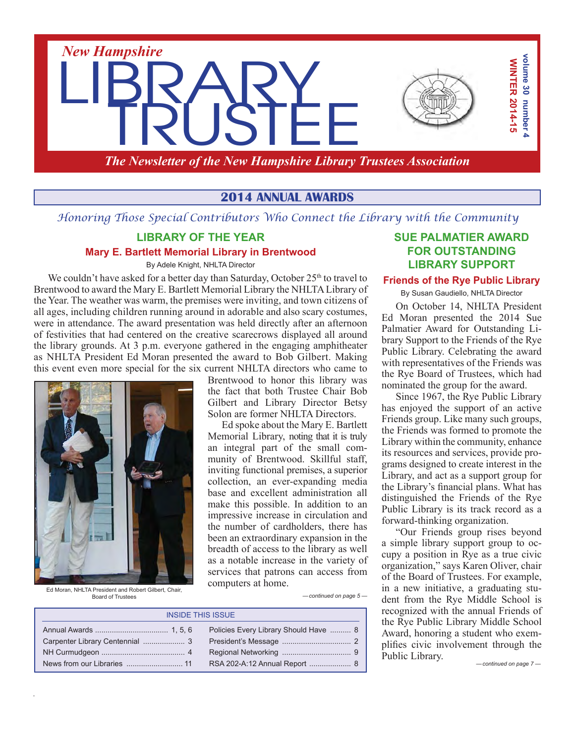# New Hampshire LIBRARY TRUSTEE

volume 30 number 4
WINTER 2014-15

*The Newsletter of the New Hampshire Library Trustees Association*

## 2014 ANNUAL AWARDS

*Honoring Those Special Contributors Who Connect the Library with the Community*

### LIBRARY OF THE YEAR

#### Mary E. Bartlett Memorial Library in Brentwood

By Adele Knight, NHLTA Director

We couldn't have asked for a better day than Saturday, October 25th to travel to Brentwood to award the Mary E. Bartlett Memorial Library the NHLTA Library of the Year. The weather was warm, the premises were inviting, and town citizens of all ages, including children running around in adorable and also scary costumes, were in attendance. The award presentation was held directly after an afternoon of festivities that had centered on the creative scarecrows displayed all around the library grounds. At 3 p.m. everyone gathered in the engaging amphitheater as NHLTA President Ed Moran presented the award to Bob Gilbert. Making this event even more special for the six current NHLTA directors who came to Brentwood to honor this library was the fact that both Trustee Chair Bob Gilbert and Library Director Betsy Solon are former NHLTA Directors.

Ed Moran, NHLTA President and Robert Gilbert, Chair, Board of Trustees

Ed spoke about the Mary E. Bartlett Memorial Library, noting that it is truly an integral part of the small community of Brentwood. Skillful staff, inviting functional premises, a superior collection, an ever-expanding media base and excellent administration all make this possible. In addition to an impressive increase in circulation and the number of cardholders, there has been an extraordinary expansion in the breadth of access to the library as well as a notable increase in the variety of services that patrons can access from computers at home.

*—continued on page 5—*

### SUE PALMATIER AWARD FOR OUTSTANDING LIBRARY SUPPORT

#### Friends of the Rye Public Library

By Susan Gaudiello, NHLTA Director

On October 14, NHLTA President Ed Moran presented the 2014 Sue Palmatier Award for Outstanding Library Support to the Friends of the Rye Public Library. Celebrating the award with representatives of the Friends was the Rye Board of Trustees, which had nominated the group for the award.

Since 1967, the Rye Public Library has enjoyed the support of an active Friends group. Like many such groups, the Friends was formed to promote the Library within the community, enhance its resources and services, provide programs designed to create interest in the Library, and act as a support group for the Library's financial plans. What has distinguished the Friends of the Rye Public Library is its track record as a forward-thinking organization.

"Our Friends group rises beyond a simple library support group to occupy a position in Rye as a true civic organization," says Karen Oliver, chair of the Board of Trustees. For example, in a new initiative, a graduating student from the Rye Middle School is recognized with the annual Friends of the Rye Public Library Middle School Award, honoring a student who exemplifies civic involvement through the Public Library.

*—continued on page 7—*

**INSIDE THIS ISSUE**

| | | | |
|---|---|---|---|
| Annual Awards | 1, 5, 6 | Policies Every Library Should Have | 8 |
| Carpenter Library Centennial | 3 | President's Message | 2 |
| NH Curmudgeon | 4 | Regional Networking | 9 |
| News from our Libraries | 11 | RSA 202-A:12 Annual Report | 8 |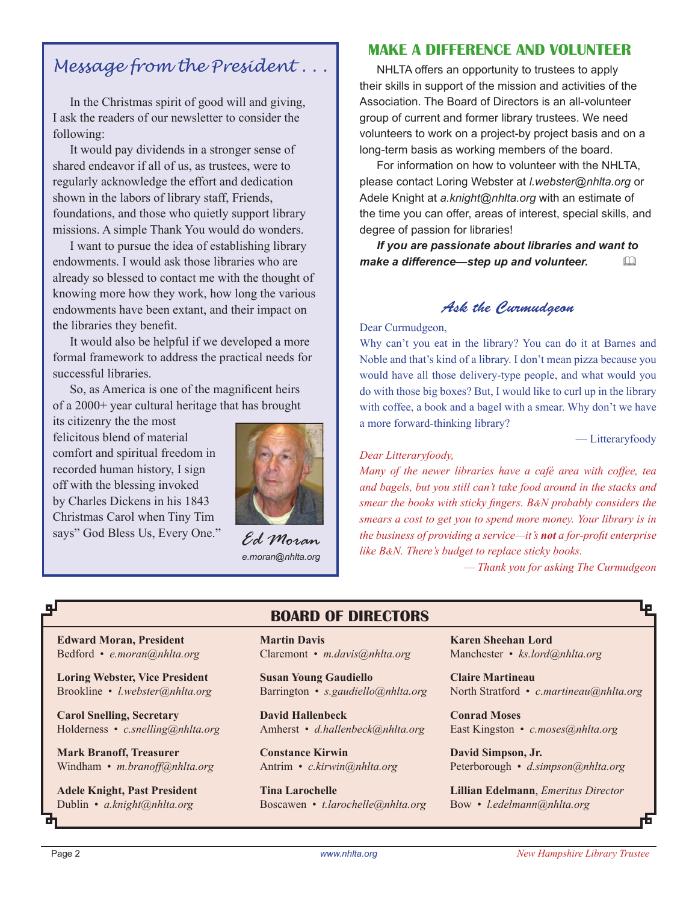## Message from the President . . .

In the Christmas spirit of good will and giving, I ask the readers of our newsletter to consider the following:

It would pay dividends in a stronger sense of shared endeavor if all of us, as trustees, were to regularly acknowledge the effort and dedication shown in the labors of library staff, Friends, foundations, and those who quietly support library missions. A simple Thank You would do wonders.

I want to pursue the idea of establishing library endowments. I would ask those libraries who are already so blessed to contact me with the thought of knowing more how they work, how long the various endowments have been extant, and their impact on the libraries they benefit.

It would also be helpful if we developed a more formal framework to address the practical needs for successful libraries.

So, as America is one of the magnificent heirs of a 2000+ year cultural heritage that has brought its citizenry the the most felicitous blend of material comfort and spiritual freedom in recorded human history, I sign off with the blessing invoked by Charles Dickens in his 1843 Christmas Carol when Tiny Tim says" God Bless Us, Every One."

Ed Moran
*e.moran@nhlta.org*

## MAKE A DIFFERENCE AND VOLUNTEER

NHLTA offers an opportunity to trustees to apply their skills in support of the mission and activities of the Association. The Board of Directors is an all-volunteer group of current and former library trustees. We need volunteers to work on a project-by project basis and on a long-term basis as working members of the board.

For information on how to volunteer with the NHLTA, please contact Loring Webster at *l.webster@nhlta.org* or Adele Knight at *a.knight@nhlta.org* with an estimate of the time you can offer, areas of interest, special skills, and degree of passion for libraries!

***If you are passionate about libraries and want to make a difference—step up and volunteer.***

## Ask the Curmudgeon

Dear Curmudgeon,

Why can't you eat in the library? You can do it at Barnes and Noble and that's kind of a library. I don't mean pizza because you would have all those delivery-type people, and what would you do with those big boxes? But, I would like to curl up in the library with coffee, a book and a bagel with a smear. Why don't we have a more forward-thinking library?

— Litteraryfoody

*Dear Litteraryfoody,*

*Many of the newer libraries have a café area with coffee, tea and bagels, but you still can't take food around in the stacks and smear the books with sticky fingers. B&N probably considers the smears a cost to get you to spend more money. Your library is in the business of providing a service—it's **not** a for-profit enterprise like B&N. There's budget to replace sticky books.*

*— Thank you for asking The Curmudgeon*

## BOARD OF DIRECTORS

**Edward Moran, President**
Bedford • *e.moran@nhlta.org*

**Loring Webster, Vice President**
Brookline • *l.webster@nhlta.org*

**Carol Snelling, Secretary**
Holderness • *c.snelling@nhlta.org*

**Mark Branoff, Treasurer**
Windham • *m.branoff@nhlta.org*

**Adele Knight, Past President**
Dublin • *a.knight@nhlta.org*

**Martin Davis**
Claremont • *m.davis@nhlta.org*

**Susan Young Gaudiello**
Barrington • *s.gaudiello@nhlta.org*

**David Hallenbeck**
Amherst • *d.hallenbeck@nhlta.org*

**Constance Kirwin**
Antrim • *c.kirwin@nhlta.org*

**Tina Larochelle**
Boscawen • *t.larochelle@nhlta.org*

**Karen Sheehan Lord**
Manchester • *ks.lord@nhlta.org*

**Claire Martineau**
North Stratford • *c.martineau@nhlta.org*

**Conrad Moses**
East Kingston • *c.moses@nhlta.org*

**David Simpson, Jr.**
Peterborough • *d.simpson@nhlta.org*

**Lillian Edelmann**, *Emeritus Director*
Bow • *l.edelmann@nhlta.org*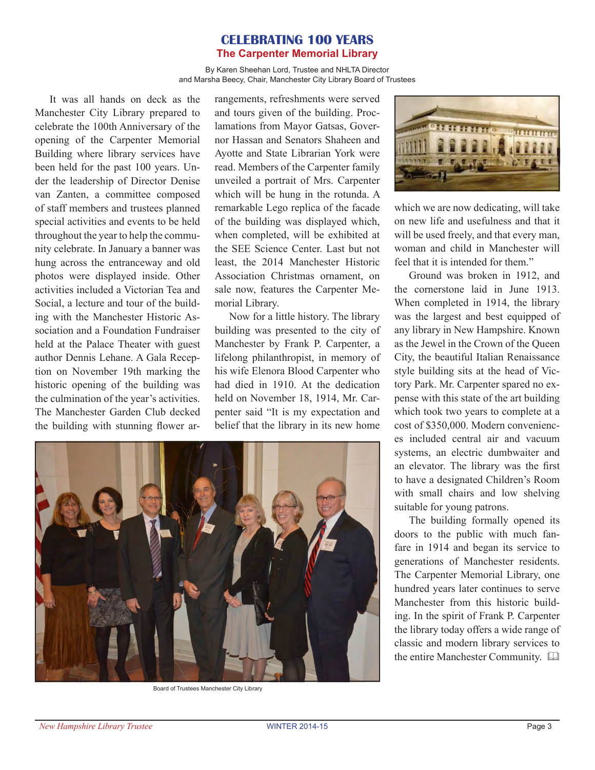# CELEBRATING 100 YEARS

## The Carpenter Memorial Library

By Karen Sheehan Lord, Trustee and NHLTA Director
and Marsha Beecy, Chair, Manchester City Library Board of Trustees

It was all hands on deck as the Manchester City Library prepared to celebrate the 100th Anniversary of the opening of the Carpenter Memorial Building where library services have been held for the past 100 years. Under the leadership of Director Denise van Zanten, a committee composed of staff members and trustees planned special activities and events to be held throughout the year to help the community celebrate. In January a banner was hung across the entranceway and old photos were displayed inside. Other activities included a Victorian Tea and Social, a lecture and tour of the building with the Manchester Historic Association and a Foundation Fundraiser held at the Palace Theater with guest author Dennis Lehane. A Gala Reception on November 19th marking the historic opening of the building was the culmination of the year's activities. The Manchester Garden Club decked the building with stunning flower arrangements, refreshments were served and tours given of the building. Proclamations from Mayor Gatsas, Governor Hassan and Senators Shaheen and Ayotte and State Librarian York were read. Members of the Carpenter family unveiled a portrait of Mrs. Carpenter which will be hung in the rotunda. A remarkable Lego replica of the facade of the building was displayed which, when completed, will be exhibited at the SEE Science Center. Last but not least, the 2014 Manchester Historic Association Christmas ornament, on sale now, features the Carpenter Memorial Library.

Now for a little history. The library building was presented to the city of Manchester by Frank P. Carpenter, a lifelong philanthropist, in memory of his wife Elenora Blood Carpenter who had died in 1910. At the dedication held on November 18, 1914, Mr. Carpenter said "It is my expectation and belief that the library in its new home which we are now dedicating, will take on new life and usefulness and that it will be used freely, and that every man, woman and child in Manchester will feel that it is intended for them."

Ground was broken in 1912, and the cornerstone laid in June 1913. When completed in 1914, the library was the largest and best equipped of any library in New Hampshire. Known as the Jewel in the Crown of the Queen City, the beautiful Italian Renaissance style building sits at the head of Victory Park. Mr. Carpenter spared no expense with this state of the art building which took two years to complete at a cost of $350,000. Modern conveniences included central air and vacuum systems, an electric dumbwaiter and an elevator. The library was the first to have a designated Children's Room with small chairs and low shelving suitable for young patrons.

The building formally opened its doors to the public with much fanfare in 1914 and began its service to generations of Manchester residents. The Carpenter Memorial Library, one hundred years later continues to serve Manchester from this historic building. In the spirit of Frank P. Carpenter the library today offers a wide range of classic and modern library services to the entire Manchester Community.

Board of Trustees Manchester City Library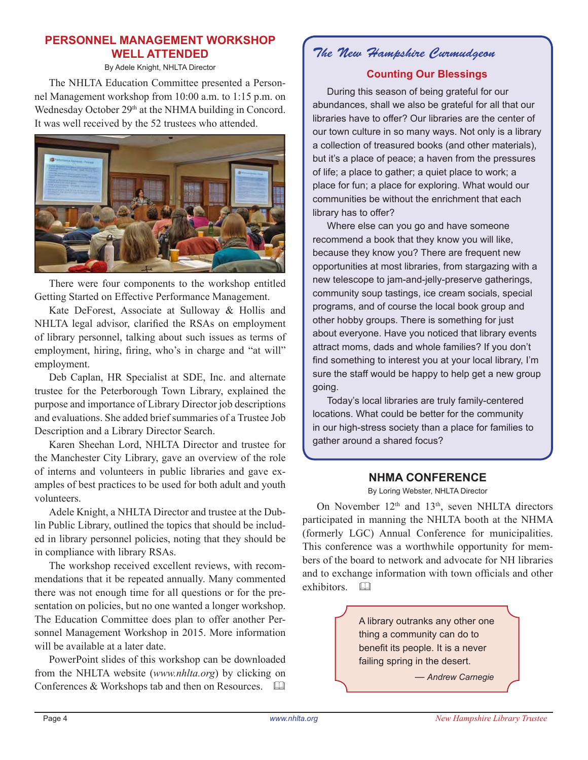## PERSONNEL MANAGEMENT WORKSHOP WELL ATTENDED

By Adele Knight, NHLTA Director

The NHLTA Education Committee presented a Personnel Management workshop from 10:00 a.m. to 1:15 p.m. on Wednesday October 29th at the NHMA building in Concord. It was well received by the 52 trustees who attended.

There were four components to the workshop entitled Getting Started on Effective Performance Management.

Kate DeForest, Associate at Sulloway & Hollis and NHLTA legal advisor, clarified the RSAs on employment of library personnel, talking about such issues as terms of employment, hiring, firing, who's in charge and "at will" employment.

Deb Caplan, HR Specialist at SDE, Inc. and alternate trustee for the Peterborough Town Library, explained the purpose and importance of Library Director job descriptions and evaluations. She added brief summaries of a Trustee Job Description and a Library Director Search.

Karen Sheehan Lord, NHLTA Director and trustee for the Manchester City Library, gave an overview of the role of interns and volunteers in public libraries and gave examples of best practices to be used for both adult and youth volunteers.

Adele Knight, a NHLTA Director and trustee at the Dublin Public Library, outlined the topics that should be included in library personnel policies, noting that they should be in compliance with library RSAs.

The workshop received excellent reviews, with recommendations that it be repeated annually. Many commented there was not enough time for all questions or for the presentation on policies, but no one wanted a longer workshop. The Education Committee does plan to offer another Personnel Management Workshop in 2015. More information will be available at a later date.

PowerPoint slides of this workshop can be downloaded from the NHLTA website (*www.nhlta.org*) by clicking on Conferences & Workshops tab and then on Resources.

## *The New Hampshire Curmudgeon*

### Counting Our Blessings

During this season of being grateful for our abundances, shall we also be grateful for all that our libraries have to offer? Our libraries are the center of our town culture in so many ways. Not only is a library a collection of treasured books (and other materials), but it's a place of peace; a haven from the pressures of life; a place to gather; a quiet place to work; a place for fun; a place for exploring. What would our communities be without the enrichment that each library has to offer?

Where else can you go and have someone recommend a book that they know you will like, because they know you? There are frequent new opportunities at most libraries, from stargazing with a new telescope to jam-and-jelly-preserve gatherings, community soup tastings, ice cream socials, special programs, and of course the local book group and other hobby groups. There is something for just about everyone. Have you noticed that library events attract moms, dads and whole families? If you don't find something to interest you at your local library, I'm sure the staff would be happy to help get a new group going.

Today's local libraries are truly family-centered locations. What could be better for the community in our high-stress society than a place for families to gather around a shared focus?

## NHMA CONFERENCE

By Loring Webster, NHLTA Director

On November 12th and 13th, seven NHLTA directors participated in manning the NHLTA booth at the NHMA (formerly LGC) Annual Conference for municipalities. This conference was a worthwhile opportunity for members of the board to network and advocate for NH libraries and to exchange information with town officials and other exhibitors.

> A library outranks any other one thing a community can do to benefit its people. It is a never failing spring in the desert.
>
> — *Andrew Carnegie*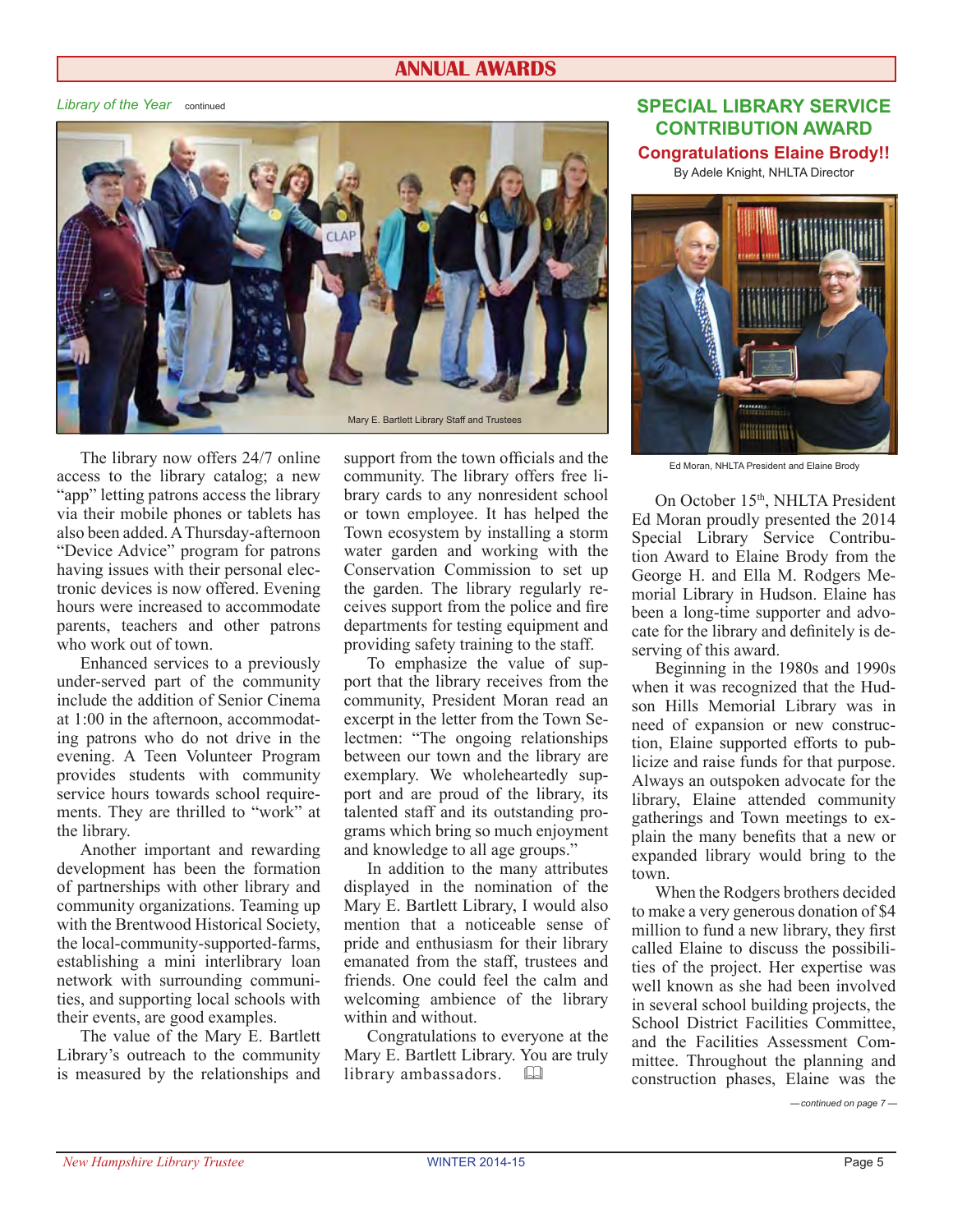## ANNUAL AWARDS

*Library of the Year* continued

Mary E. Bartlett Library Staff and Trustees

The library now offers 24/7 online access to the library catalog; a new "app" letting patrons access the library via their mobile phones or tablets has also been added. A Thursday-afternoon "Device Advice" program for patrons having issues with their personal electronic devices is now offered. Evening hours were increased to accommodate parents, teachers and other patrons who work out of town.

Enhanced services to a previously under-served part of the community include the addition of Senior Cinema at 1:00 in the afternoon, accommodating patrons who do not drive in the evening. A Teen Volunteer Program provides students with community service hours towards school requirements. They are thrilled to "work" at the library.

Another important and rewarding development has been the formation of partnerships with other library and community organizations. Teaming up with the Brentwood Historical Society, the local-community-supported-farms, establishing a mini interlibrary loan network with surrounding communities, and supporting local schools with their events, are good examples.

The value of the Mary E. Bartlett Library's outreach to the community is measured by the relationships and support from the town officials and the community. The library offers free library cards to any nonresident school or town employee. It has helped the Town ecosystem by installing a storm water garden and working with the Conservation Commission to set up the garden. The library regularly receives support from the police and fire departments for testing equipment and providing safety training to the staff.

To emphasize the value of support that the library receives from the community, President Moran read an excerpt in the letter from the Town Selectmen: "The ongoing relationships between our town and the library are exemplary. We wholeheartedly support and are proud of the library, its talented staff and its outstanding programs which bring so much enjoyment and knowledge to all age groups."

In addition to the many attributes displayed in the nomination of the Mary E. Bartlett Library, I would also mention that a noticeable sense of pride and enthusiasm for their library emanated from the staff, trustees and friends. One could feel the calm and welcoming ambience of the library within and without.

Congratulations to everyone at the Mary E. Bartlett Library. You are truly library ambassadors.

## SPECIAL LIBRARY SERVICE CONTRIBUTION AWARD

**Congratulations Elaine Brody!!**

By Adele Knight, NHLTA Director

Ed Moran, NHLTA President and Elaine Brody

On October 15th, NHLTA President Ed Moran proudly presented the 2014 Special Library Service Contribution Award to Elaine Brody from the George H. and Ella M. Rodgers Memorial Library in Hudson. Elaine has been a long-time supporter and advocate for the library and definitely is deserving of this award.

Beginning in the 1980s and 1990s when it was recognized that the Hudson Hills Memorial Library was in need of expansion or new construction, Elaine supported efforts to publicize and raise funds for that purpose. Always an outspoken advocate for the library, Elaine attended community gatherings and Town meetings to explain the many benefits that a new or expanded library would bring to the town.

When the Rodgers brothers decided to make a very generous donation of $4 million to fund a new library, they first called Elaine to discuss the possibilities of the project. Her expertise was well known as she had been involved in several school building projects, the School District Facilities Committee, and the Facilities Assessment Committee. Throughout the planning and construction phases, Elaine was the

*— continued on page 7 —*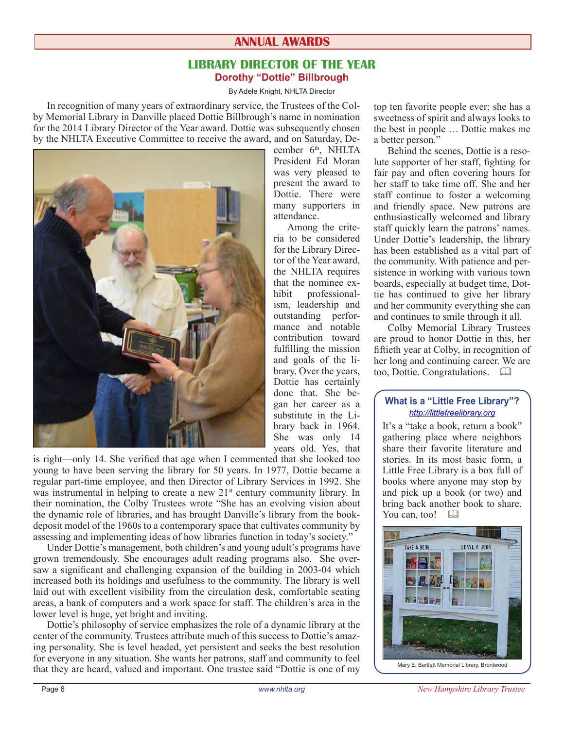## ANNUAL AWARDS

### LIBRARY DIRECTOR OF THE YEAR

**Dorothy "Dottie" Billbrough**

By Adele Knight, NHLTA Director

In recognition of many years of extraordinary service, the Trustees of the Colby Memorial Library in Danville placed Dottie Billbrough's name in nomination for the 2014 Library Director of the Year award. Dottie was subsequently chosen by the NHLTA Executive Committee to receive the award, and on Saturday, December 6th, NHLTA President Ed Moran was very pleased to present the award to Dottie. There were many supporters in attendance.

Among the criteria to be considered for the Library Director of the Year award, the NHLTA requires that the nominee exhibit professionalism, leadership and outstanding performance and notable contribution toward fulfilling the mission and goals of the library. Over the years, Dottie has certainly done that. She began her career as a substitute in the Library back in 1964. She was only 14 years old. Yes, that is right—only 14. She verified that age when I commented that she looked too young to have been serving the library for 50 years. In 1977, Dottie became a regular part-time employee, and then Director of Library Services in 1992. She was instrumental in helping to create a new 21st century community library. In their nomination, the Colby Trustees wrote "She has an evolving vision about the dynamic role of libraries, and has brought Danville's library from the book-deposit model of the 1960s to a contemporary space that cultivates community by assessing and implementing ideas of how libraries function in today's society."

Under Dottie's management, both children's and young adult's programs have grown tremendously. She encourages adult reading programs also. She oversaw a significant and challenging expansion of the building in 2003-04 which increased both its holdings and usefulness to the community. The library is well laid out with excellent visibility from the circulation desk, comfortable seating areas, a bank of computers and a work space for staff. The children's area in the lower level is huge, yet bright and inviting.

Dottie's philosophy of service emphasizes the role of a dynamic library at the center of the community. Trustees attribute much of this success to Dottie's amazing personality. She is level headed, yet persistent and seeks the best resolution for everyone in any situation. She wants her patrons, staff and community to feel that they are heard, valued and important. One trustee said "Dottie is one of my top ten favorite people ever; she has a sweetness of spirit and always looks to the best in people … Dottie makes me a better person."

Behind the scenes, Dottie is a resolute supporter of her staff, fighting for fair pay and often covering hours for her staff to take time off. She and her staff continue to foster a welcoming and friendly space. New patrons are enthusiastically welcomed and library staff quickly learn the patrons' names. Under Dottie's leadership, the library has been established as a vital part of the community. With patience and persistence in working with various town boards, especially at budget time, Dottie has continued to give her library and her community everything she can and continues to smile through it all.

Colby Memorial Library Trustees are proud to honor Dottie in this, her fiftieth year at Colby, in recognition of her long and continuing career. We are too, Dottie. Congratulations. 📖

---

**What is a "Little Free Library"?**

*http://littlefreelibrary.org*

It's a "take a book, return a book" gathering place where neighbors share their favorite literature and stories. In its most basic form, a Little Free Library is a box full of books where anyone may stop by and pick up a book (or two) and bring back another book to share. You can, too! 📖

Mary E. Bartlett Memorial Library, Brentwood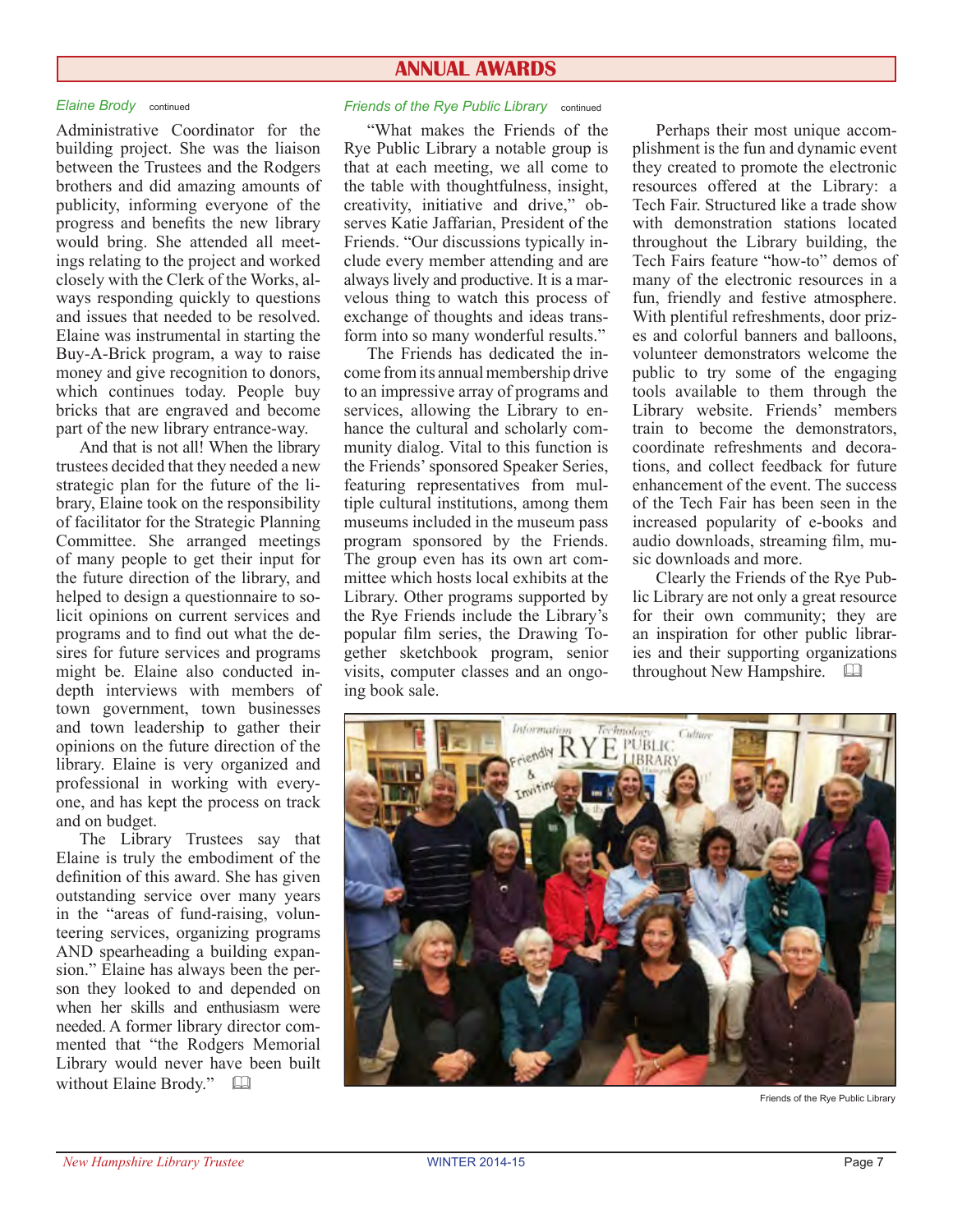## ANNUAL AWARDS

*Elaine Brody* continued

Administrative Coordinator for the building project. She was the liaison between the Trustees and the Rodgers brothers and did amazing amounts of publicity, informing everyone of the progress and benefits the new library would bring. She attended all meetings relating to the project and worked closely with the Clerk of the Works, always responding quickly to questions and issues that needed to be resolved. Elaine was instrumental in starting the Buy-A-Brick program, a way to raise money and give recognition to donors, which continues today. People buy bricks that are engraved and become part of the new library entrance-way.

And that is not all! When the library trustees decided that they needed a new strategic plan for the future of the library, Elaine took on the responsibility of facilitator for the Strategic Planning Committee. She arranged meetings of many people to get their input for the future direction of the library, and helped to design a questionnaire to solicit opinions on current services and programs and to find out what the desires for future services and programs might be. Elaine also conducted in-depth interviews with members of town government, town businesses and town leadership to gather their opinions on the future direction of the library. Elaine is very organized and professional in working with everyone, and has kept the process on track and on budget.

The Library Trustees say that Elaine is truly the embodiment of the definition of this award. She has given outstanding service over many years in the "areas of fund-raising, volunteering services, organizing programs AND spearheading a building expansion." Elaine has always been the person they looked to and depended on when her skills and enthusiasm were needed. A former library director commented that "the Rodgers Memorial Library would never have been built without Elaine Brody." 🕮

*Friends of the Rye Public Library* continued

"What makes the Friends of the Rye Public Library a notable group is that at each meeting, we all come to the table with thoughtfulness, insight, creativity, initiative and drive," observes Katie Jaffarian, President of the Friends. "Our discussions typically include every member attending and are always lively and productive. It is a marvelous thing to watch this process of exchange of thoughts and ideas transform into so many wonderful results."

The Friends has dedicated the income from its annual membership drive to an impressive array of programs and services, allowing the Library to enhance the cultural and scholarly community dialog. Vital to this function is the Friends' sponsored Speaker Series, featuring representatives from multiple cultural institutions, among them museums included in the museum pass program sponsored by the Friends. The group even has its own art committee which hosts local exhibits at the Library. Other programs supported by the Rye Friends include the Library's popular film series, the Drawing Together sketchbook program, senior visits, computer classes and an ongoing book sale.

Perhaps their most unique accomplishment is the fun and dynamic event they created to promote the electronic resources offered at the Library: a Tech Fair. Structured like a trade show with demonstration stations located throughout the Library building, the Tech Fairs feature "how-to" demos of many of the electronic resources in a fun, friendly and festive atmosphere. With plentiful refreshments, door prizes and colorful banners and balloons, volunteer demonstrators welcome the public to try some of the engaging tools available to them through the Library website. Friends' members train to become the demonstrators, coordinate refreshments and decorations, and collect feedback for future enhancement of the event. The success of the Tech Fair has been seen in the increased popularity of e-books and audio downloads, streaming film, music downloads and more.

Clearly the Friends of the Rye Public Library are not only a great resource for their own community; they are an inspiration for other public libraries and their supporting organizations throughout New Hampshire. 🕮

Friends of the Rye Public Library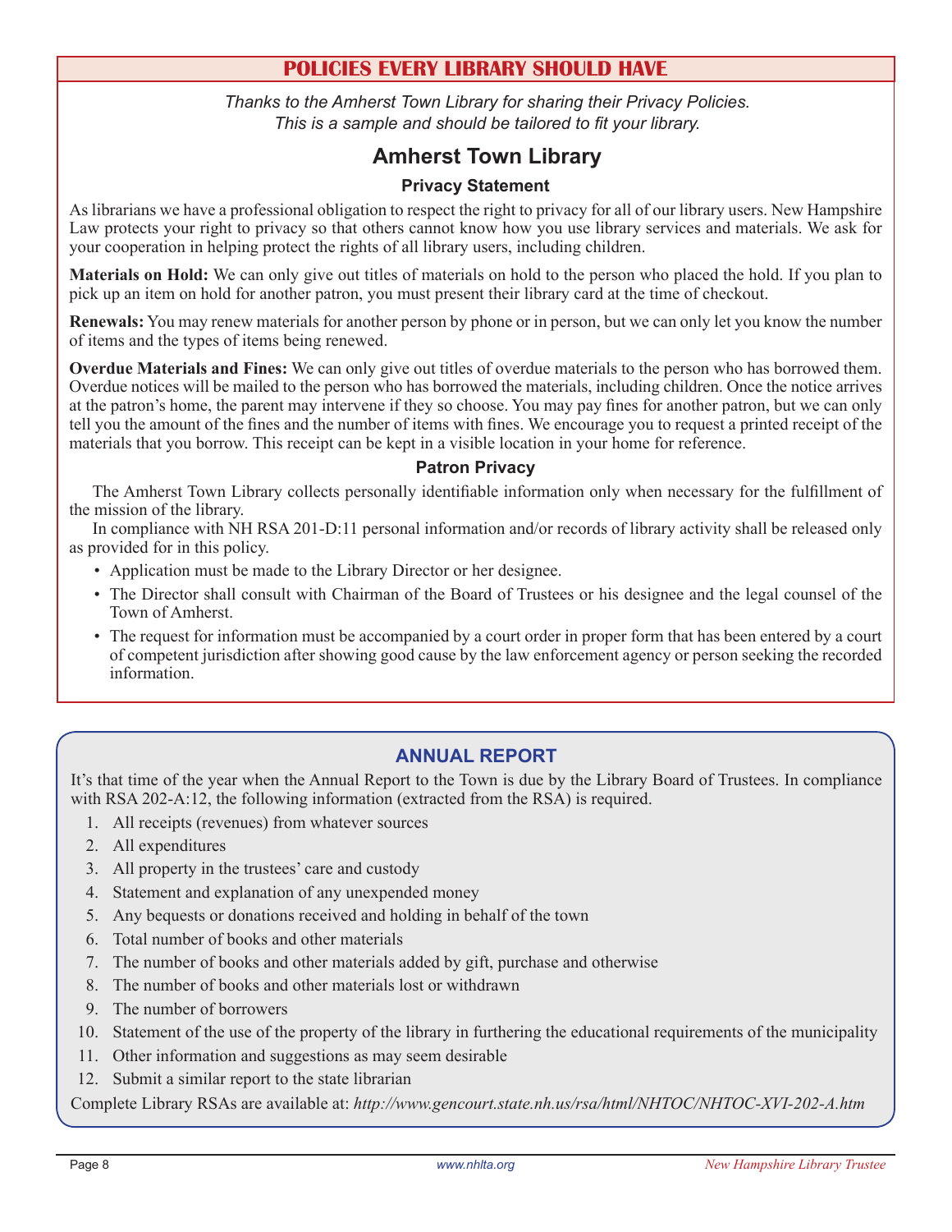## POLICIES EVERY LIBRARY SHOULD HAVE

*Thanks to the Amherst Town Library for sharing their Privacy Policies.*
*This is a sample and should be tailored to fit your library.*

# Amherst Town Library

### Privacy Statement

As librarians we have a professional obligation to respect the right to privacy for all of our library users. New Hampshire Law protects your right to privacy so that others cannot know how you use library services and materials. We ask for your cooperation in helping protect the rights of all library users, including children.

**Materials on Hold:** We can only give out titles of materials on hold to the person who placed the hold. If you plan to pick up an item on hold for another patron, you must present their library card at the time of checkout.

**Renewals:** You may renew materials for another person by phone or in person, but we can only let you know the number of items and the types of items being renewed.

**Overdue Materials and Fines:** We can only give out titles of overdue materials to the person who has borrowed them. Overdue notices will be mailed to the person who has borrowed the materials, including children. Once the notice arrives at the patron's home, the parent may intervene if they so choose. You may pay fines for another patron, but we can only tell you the amount of the fines and the number of items with fines. We encourage you to request a printed receipt of the materials that you borrow. This receipt can be kept in a visible location in your home for reference.

### Patron Privacy

The Amherst Town Library collects personally identifiable information only when necessary for the fulfillment of the mission of the library.

In compliance with NH RSA 201-D:11 personal information and/or records of library activity shall be released only as provided for in this policy.

- Application must be made to the Library Director or her designee.
- The Director shall consult with Chairman of the Board of Trustees or his designee and the legal counsel of the Town of Amherst.
- The request for information must be accompanied by a court order in proper form that has been entered by a court of competent jurisdiction after showing good cause by the law enforcement agency or person seeking the recorded information.

## ANNUAL REPORT

It's that time of the year when the Annual Report to the Town is due by the Library Board of Trustees. In compliance with RSA 202-A:12, the following information (extracted from the RSA) is required.

1. All receipts (revenues) from whatever sources
2. All expenditures
3. All property in the trustees' care and custody
4. Statement and explanation of any unexpended money
5. Any bequests or donations received and holding in behalf of the town
6. Total number of books and other materials
7. The number of books and other materials added by gift, purchase and otherwise
8. The number of books and other materials lost or withdrawn
9. The number of borrowers
10. Statement of the use of the property of the library in furthering the educational requirements of the municipality
11. Other information and suggestions as may seem desirable
12. Submit a similar report to the state librarian

Complete Library RSAs are available at: *http://www.gencourt.state.nh.us/rsa/html/NHTOC/NHTOC-XVI-202-A.htm*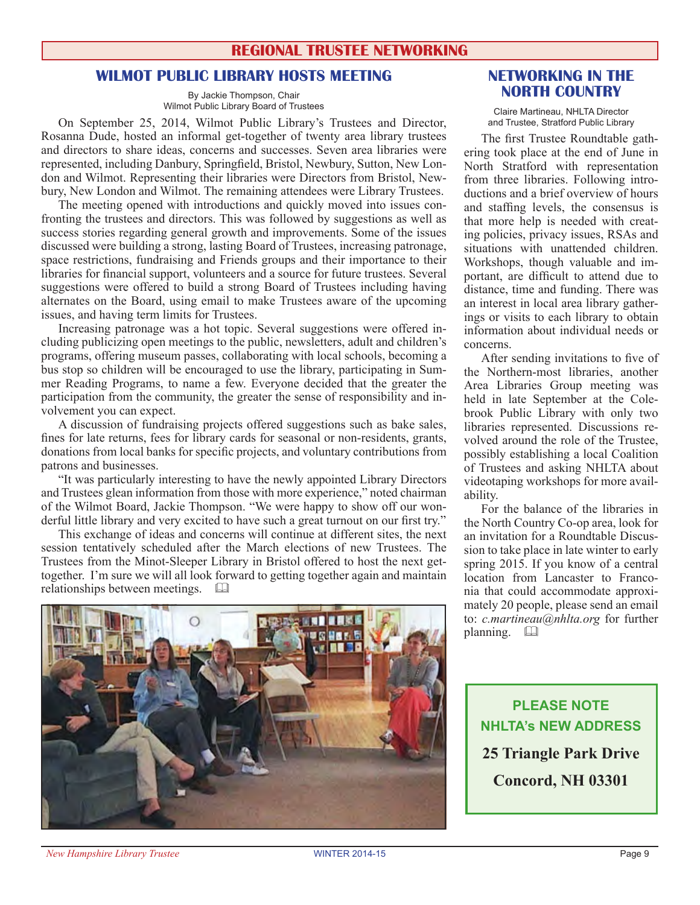## REGIONAL TRUSTEE NETWORKING

### WILMOT PUBLIC LIBRARY HOSTS MEETING

By Jackie Thompson, Chair
Wilmot Public Library Board of Trustees

On September 25, 2014, Wilmot Public Library's Trustees and Director, Rosanna Dude, hosted an informal get-together of twenty area library trustees and directors to share ideas, concerns and successes. Seven area libraries were represented, including Danbury, Springfield, Bristol, Newbury, Sutton, New London and Wilmot. Representing their libraries were Directors from Bristol, Newbury, New London and Wilmot. The remaining attendees were Library Trustees.

The meeting opened with introductions and quickly moved into issues confronting the trustees and directors. This was followed by suggestions as well as success stories regarding general growth and improvements. Some of the issues discussed were building a strong, lasting Board of Trustees, increasing patronage, space restrictions, fundraising and Friends groups and their importance to their libraries for financial support, volunteers and a source for future trustees. Several suggestions were offered to build a strong Board of Trustees including having alternates on the Board, using email to make Trustees aware of the upcoming issues, and having term limits for Trustees.

Increasing patronage was a hot topic. Several suggestions were offered including publicizing open meetings to the public, newsletters, adult and children's programs, offering museum passes, collaborating with local schools, becoming a bus stop so children will be encouraged to use the library, participating in Summer Reading Programs, to name a few. Everyone decided that the greater the participation from the community, the greater the sense of responsibility and involvement you can expect.

A discussion of fundraising projects offered suggestions such as bake sales, fines for late returns, fees for library cards for seasonal or non-residents, grants, donations from local banks for specific projects, and voluntary contributions from patrons and businesses.

"It was particularly interesting to have the newly appointed Library Directors and Trustees glean information from those with more experience," noted chairman of the Wilmot Board, Jackie Thompson. "We were happy to show off our wonderful little library and very excited to have such a great turnout on our first try."

This exchange of ideas and concerns will continue at different sites, the next session tentatively scheduled after the March elections of new Trustees. The Trustees from the Minot-Sleeper Library in Bristol offered to host the next get-together. I'm sure we will all look forward to getting together again and maintain relationships between meetings.

### NETWORKING IN THE NORTH COUNTRY

Claire Martineau, NHLTA Director
and Trustee, Stratford Public Library

The first Trustee Roundtable gathering took place at the end of June in North Stratford with representation from three libraries. Following introductions and a brief overview of hours and staffing levels, the consensus is that more help is needed with creating policies, privacy issues, RSAs and situations with unattended children. Workshops, though valuable and important, are difficult to attend due to distance, time and funding. There was an interest in local area library gatherings or visits to each library to obtain information about individual needs or concerns.

After sending invitations to five of the Northern-most libraries, another Area Libraries Group meeting was held in late September at the Colebrook Public Library with only two libraries represented. Discussions revolved around the role of the Trustee, possibly establishing a local Coalition of Trustees and asking NHLTA about videotaping workshops for more availability.

For the balance of the libraries in the North Country Co-op area, look for an invitation for a Roundtable Discussion to take place in late winter to early spring 2015. If you know of a central location from Lancaster to Franconia that could accommodate approximately 20 people, please send an email to: *c.martineau@nhlta.org* for further planning.

**PLEASE NOTE**
**NHLTA's NEW ADDRESS**

**25 Triangle Park Drive**
**Concord, NH 03301**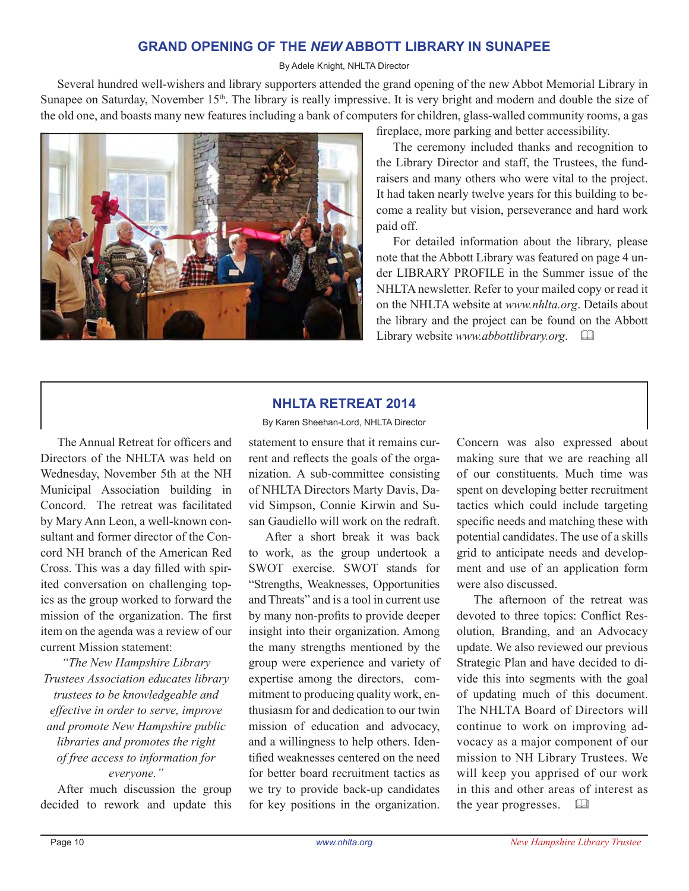## GRAND OPENING OF THE *NEW* ABBOTT LIBRARY IN SUNAPEE

By Adele Knight, NHLTA Director

Several hundred well-wishers and library supporters attended the grand opening of the new Abbot Memorial Library in Sunapee on Saturday, November 15th. The library is really impressive. It is very bright and modern and double the size of the old one, and boasts many new features including a bank of computers for children, glass-walled community rooms, a gas fireplace, more parking and better accessibility.

The ceremony included thanks and recognition to the Library Director and staff, the Trustees, the fundraisers and many others who were vital to the project. It had taken nearly twelve years for this building to become a reality but vision, perseverance and hard work paid off.

For detailed information about the library, please note that the Abbott Library was featured on page 4 under LIBRARY PROFILE in the Summer issue of the NHLTA newsletter. Refer to your mailed copy or read it on the NHLTA website at *www.nhlta.org*. Details about the library and the project can be found on the Abbott Library website *www.abbottlibrary.org*.

## NHLTA RETREAT 2014

By Karen Sheehan-Lord, NHLTA Director

The Annual Retreat for officers and Directors of the NHLTA was held on Wednesday, November 5th at the NH Municipal Association building in Concord. The retreat was facilitated by Mary Ann Leon, a well-known consultant and former director of the Concord NH branch of the American Red Cross. This was a day filled with spirited conversation on challenging topics as the group worked to forward the mission of the organization. The first item on the agenda was a review of our current Mission statement:

*"The New Hampshire Library Trustees Association educates library trustees to be knowledgeable and effective in order to serve, improve and promote New Hampshire public libraries and promotes the right of free access to information for everyone."*

After much discussion the group decided to rework and update this statement to ensure that it remains current and reflects the goals of the organization. A sub-committee consisting of NHLTA Directors Marty Davis, David Simpson, Connie Kirwin and Susan Gaudiello will work on the redraft.

After a short break it was back to work, as the group undertook a SWOT exercise. SWOT stands for "Strengths, Weaknesses, Opportunities and Threats" and is a tool in current use by many non-profits to provide deeper insight into their organization. Among the many strengths mentioned by the group were experience and variety of expertise among the directors, commitment to producing quality work, enthusiasm for and dedication to our twin mission of education and advocacy, and a willingness to help others. Identified weaknesses centered on the need for better board recruitment tactics as we try to provide back-up candidates for key positions in the organization. Concern was also expressed about making sure that we are reaching all of our constituents. Much time was spent on developing better recruitment tactics which could include targeting specific needs and matching these with potential candidates. The use of a skills grid to anticipate needs and development and use of an application form were also discussed.

The afternoon of the retreat was devoted to three topics: Conflict Resolution, Branding, and an Advocacy update. We also reviewed our previous Strategic Plan and have decided to divide this into segments with the goal of updating much of this document. The NHLTA Board of Directors will continue to work on improving advocacy as a major component of our mission to NH Library Trustees. We will keep you apprised of our work in this and other areas of interest as the year progresses.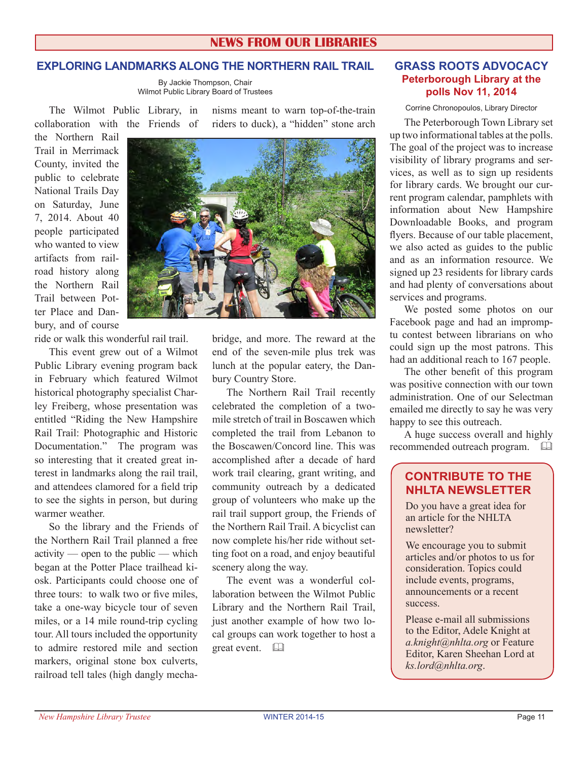# NEWS FROM OUR LIBRARIES

## EXPLORING LANDMARKS ALONG THE NORTHERN RAIL TRAIL

By Jackie Thompson, Chair
Wilmot Public Library Board of Trustees

The Wilmot Public Library, in collaboration with the Friends of the Northern Rail Trail in Merrimack County, invited the public to celebrate National Trails Day on Saturday, June 7, 2014. About 40 people participated who wanted to view artifacts from railroad history along the Northern Rail Trail between Potter Place and Danbury, and of course ride or walk this wonderful rail trail.

This event grew out of a Wilmot Public Library evening program back in February which featured Wilmot historical photography specialist Charley Freiberg, whose presentation was entitled "Riding the New Hampshire Rail Trail: Photographic and Historic Documentation." The program was so interesting that it created great interest in landmarks along the rail trail, and attendees clamored for a field trip to see the sights in person, but during warmer weather.

So the library and the Friends of the Northern Rail Trail planned a free activity — open to the public — which began at the Potter Place trailhead kiosk. Participants could choose one of three tours: to walk two or five miles, take a one-way bicycle tour of seven miles, or a 14 mile round-trip cycling tour. All tours included the opportunity to admire restored mile and section markers, original stone box culverts, railroad tell tales (high dangly mechanisms meant to warn top-of-the-train riders to duck), a "hidden" stone arch bridge, and more. The reward at the end of the seven-mile plus trek was lunch at the popular eatery, the Danbury Country Store.

The Northern Rail Trail recently celebrated the completion of a two-mile stretch of trail in Boscawen which completed the trail from Lebanon to the Boscawen/Concord line. This was accomplished after a decade of hard work trail clearing, grant writing, and community outreach by a dedicated group of volunteers who make up the rail trail support group, the Friends of the Northern Rail Trail. A bicyclist can now complete his/her ride without setting foot on a road, and enjoy beautiful scenery along the way.

The event was a wonderful collaboration between the Wilmot Public Library and the Northern Rail Trail, just another example of how two local groups can work together to host a great event.

## GRASS ROOTS ADVOCACY

### Peterborough Library at the polls Nov 11, 2014

Corrine Chronopoulos, Library Director

The Peterborough Town Library set up two informational tables at the polls. The goal of the project was to increase visibility of library programs and services, as well as to sign up residents for library cards. We brought our current program calendar, pamphlets with information about New Hampshire Downloadable Books, and program flyers. Because of our table placement, we also acted as guides to the public and as an information resource. We signed up 23 residents for library cards and had plenty of conversations about services and programs.

We posted some photos on our Facebook page and had an impromptu contest between librarians on who could sign up the most patrons. This had an additional reach to 167 people.

The other benefit of this program was positive connection with our town administration. One of our Selectman emailed me directly to say he was very happy to see this outreach.

A huge success overall and highly recommended outreach program.

## CONTRIBUTE TO THE NHLTA NEWSLETTER

Do you have a great idea for an article for the NHLTA newsletter?

We encourage you to submit articles and/or photos to us for consideration. Topics could include events, programs, announcements or a recent success.

Please e-mail all submissions to the Editor, Adele Knight at *a.knight@nhlta.org* or Feature Editor, Karen Sheehan Lord at *ks.lord@nhlta.org*.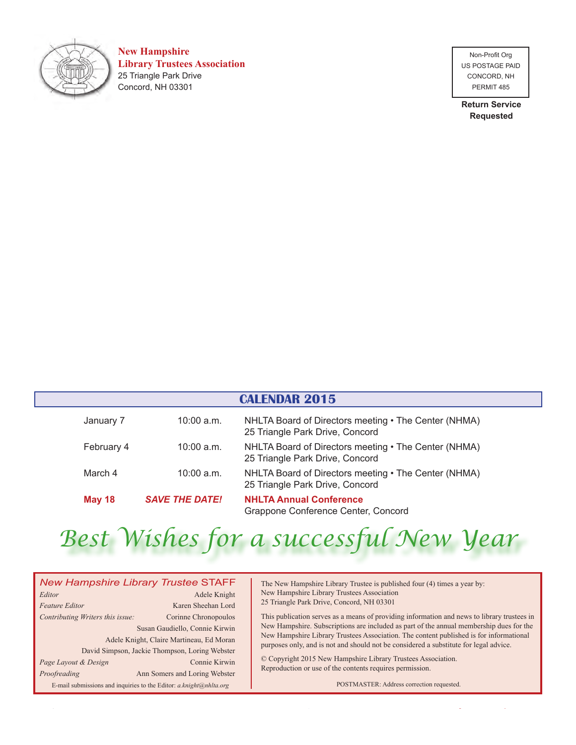**New Hampshire Library Trustees Association**
25 Triangle Park Drive
Concord, NH 03301

Non-Profit Org
US POSTAGE PAID
CONCORD, NH
PERMIT 485

**Return Service Requested**

## CALENDAR 2015

| | | |
|---|---|---|
| January 7 | 10:00 a.m. | NHLTA Board of Directors meeting • The Center (NHMA) 25 Triangle Park Drive, Concord |
| February 4 | 10:00 a.m. | NHLTA Board of Directors meeting • The Center (NHMA) 25 Triangle Park Drive, Concord |
| March 4 | 10:00 a.m. | NHLTA Board of Directors meeting • The Center (NHMA) 25 Triangle Park Drive, Concord |
| **May 18** | ***SAVE THE DATE!*** | **NHLTA Annual Conference** Grappone Conference Center, Concord |

*Best Wishes for a successful New Year*

### *New Hampshire Library Trustee* STAFF

*Editor* Adele Knight
*Feature Editor* Karen Sheehan Lord
*Contributing Writers this issue:* Corinne Chronopoulos, Susan Gaudiello, Connie Kirwin, Adele Knight, Claire Martineau, Ed Moran, David Simpson, Jackie Thompson, Loring Webster
*Page Layout & Design* Connie Kirwin
*Proofreading* Ann Somers and Loring Webster

E-mail submissions and inquiries to the Editor: *a.knight@nhlta.org*

The New Hampshire Library Trustee is published four (4) times a year by:
New Hampshire Library Trustees Association
25 Triangle Park Drive, Concord, NH 03301

This publication serves as a means of providing information and news to library trustees in New Hampshire. Subscriptions are included as part of the annual membership dues for the New Hampshire Library Trustees Association. The content published is for informational purposes only, and is not and should not be considered a substitute for legal advice.

© Copyright 2015 New Hampshire Library Trustees Association.
Reproduction or use of the contents requires permission.

POSTMASTER: Address correction requested.